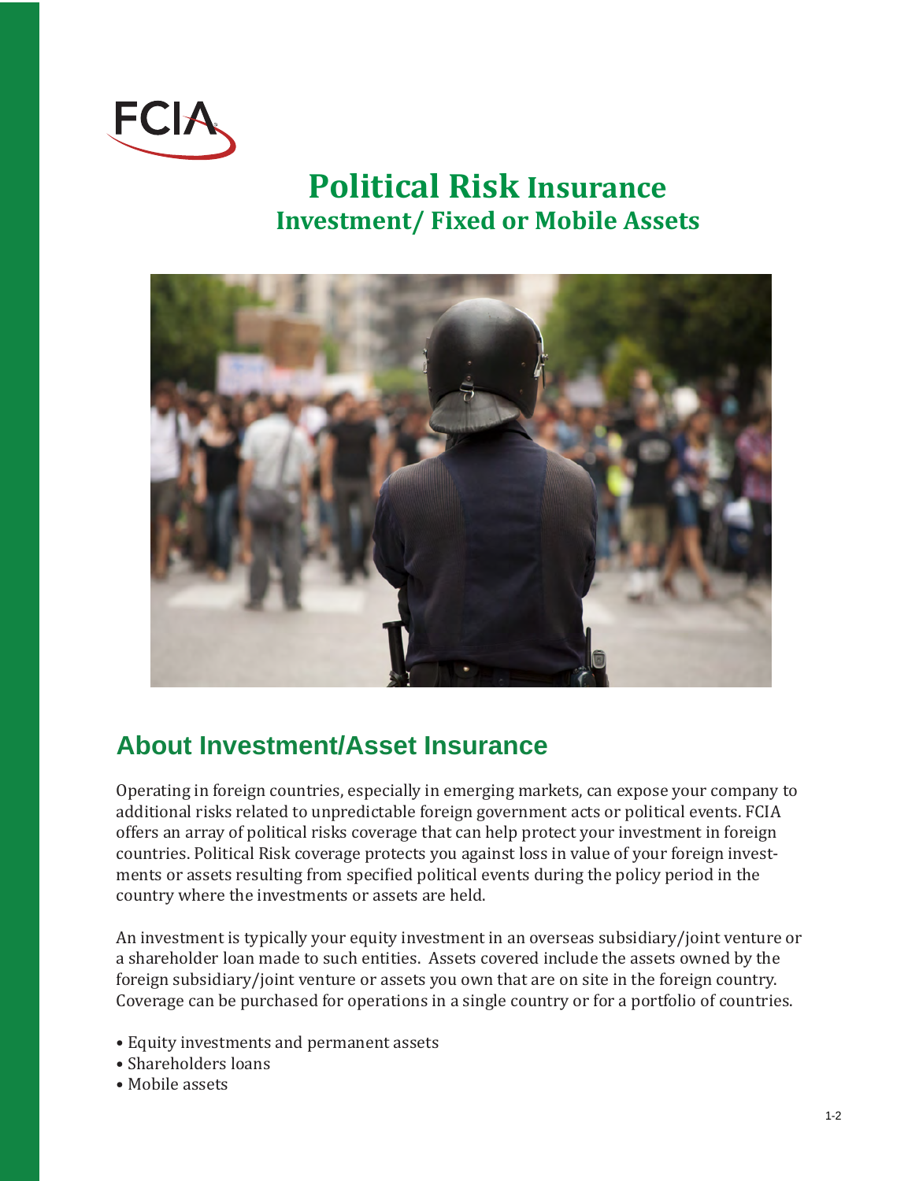FCIA

# Political Risk Insurance
## Investment/ Fixed or Mobile Assets

## About Investment/Asset Insurance

Operating in foreign countries, especially in emerging markets, can expose your company to additional risks related to unpredictable foreign government acts or political events. FCIA offers an array of political risks coverage that can help protect your investment in foreign countries. Political Risk coverage protects you against loss in value of your foreign investments or assets resulting from specified political events during the policy period in the country where the investments or assets are held.

An investment is typically your equity investment in an overseas subsidiary/joint venture or a shareholder loan made to such entities. Assets covered include the assets owned by the foreign subsidiary/joint venture or assets you own that are on site in the foreign country. Coverage can be purchased for operations in a single country or for a portfolio of countries.

- Equity investments and permanent assets
- Shareholders loans
- Mobile assets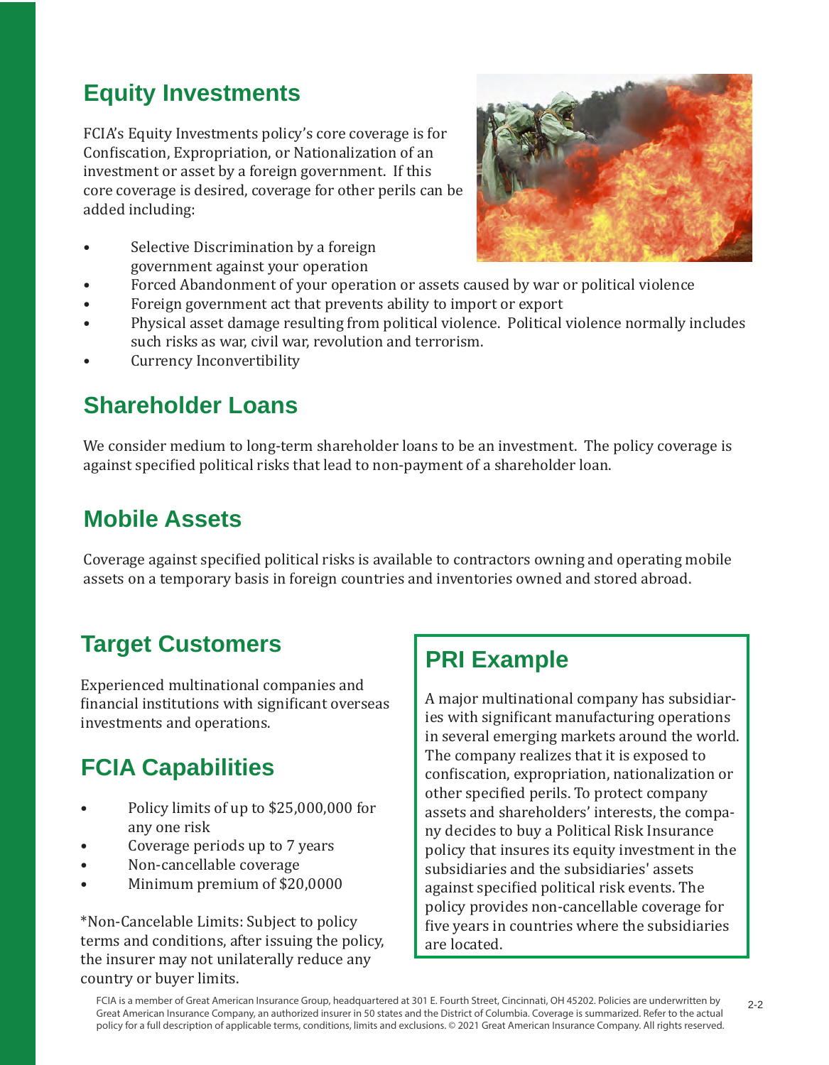## Equity Investments

FCIA's Equity Investments policy's core coverage is for Confiscation, Expropriation, or Nationalization of an investment or asset by a foreign government. If this core coverage is desired, coverage for other perils can be added including:

- Selective Discrimination by a foreign government against your operation
- Forced Abandonment of your operation or assets caused by war or political violence
- Foreign government act that prevents ability to import or export
- Physical asset damage resulting from political violence. Political violence normally includes such risks as war, civil war, revolution and terrorism.
- Currency Inconvertibility

## Shareholder Loans

We consider medium to long-term shareholder loans to be an investment. The policy coverage is against specified political risks that lead to non-payment of a shareholder loan.

## Mobile Assets

Coverage against specified political risks is available to contractors owning and operating mobile assets on a temporary basis in foreign countries and inventories owned and stored abroad.

## Target Customers

Experienced multinational companies and financial institutions with significant overseas investments and operations.

## FCIA Capabilities

- Policy limits of up to $25,000,000 for any one risk
- Coverage periods up to 7 years
- Non-cancellable coverage
- Minimum premium of $20,0000

*Non-Cancelable Limits: Subject to policy terms and conditions, after issuing the policy, the insurer may not unilaterally reduce any country or buyer limits.

## PRI Example

A major multinational company has subsidiaries with significant manufacturing operations in several emerging markets around the world. The company realizes that it is exposed to confiscation, expropriation, nationalization or other specified perils. To protect company assets and shareholders' interests, the company decides to buy a Political Risk Insurance policy that insures its equity investment in the subsidiaries and the subsidiaries' assets against specified political risk events. The policy provides non-cancellable coverage for five years in countries where the subsidiaries are located.

FCIA is a member of Great American Insurance Group, headquartered at 301 E. Fourth Street, Cincinnati, OH 45202. Policies are underwritten by Great American Insurance Company, an authorized insurer in 50 states and the District of Columbia. Coverage is summarized. Refer to the actual policy for a full description of applicable terms, conditions, limits and exclusions. © 2021 Great American Insurance Company. All rights reserved.